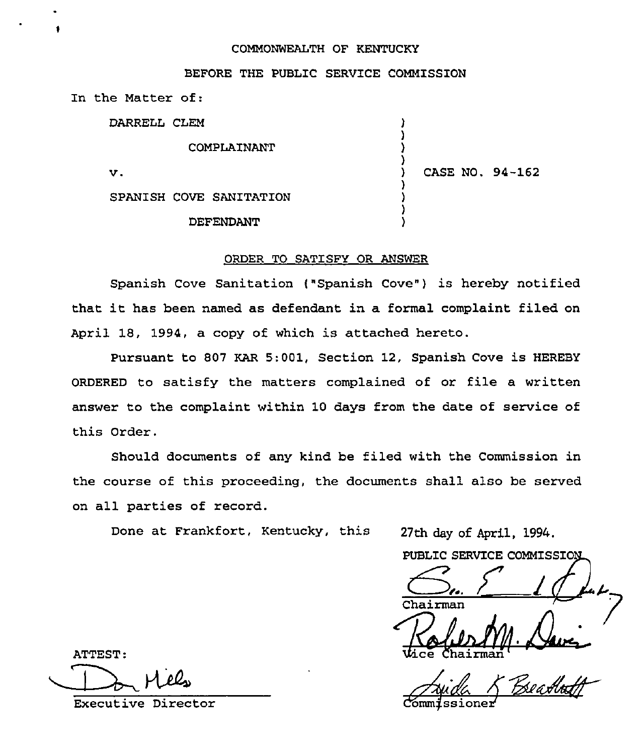COMMONWEALTH OF KENTUCKY

BEFORE THE PUBLIC SERVICE COMMISSION

In the Matter of:

| | | |
|---|---|---|
| DARRELL CLEM | ) | |
| COMPLAINANT | ) | |
| v. | ) | CASE NO. 94-162 |
| SPANISH COVE SANITATION | ) | |
| DEFENDANT | ) | |

## ORDER TO SATISFY OR ANSWER

Spanish Cove Sanitation ("Spanish Cove") is hereby notified that it has been named as defendant in a formal complaint filed on April 18, 1994, a copy of which is attached hereto.

Pursuant to 807 KAR 5:001, Section 12, Spanish Cove is HEREBY ORDERED to satisfy the matters complained of or file a written answer to the complaint within 10 days from the date of service of this Order.

Should documents of any kind be filed with the Commission in the course of this proceeding, the documents shall also be served on all parties of record.

Done at Frankfort, Kentucky, this 27th day of April, 1994.

PUBLIC SERVICE COMMISSION

Chairman

Vice Chairman

Commissioner

ATTEST:

Executive Director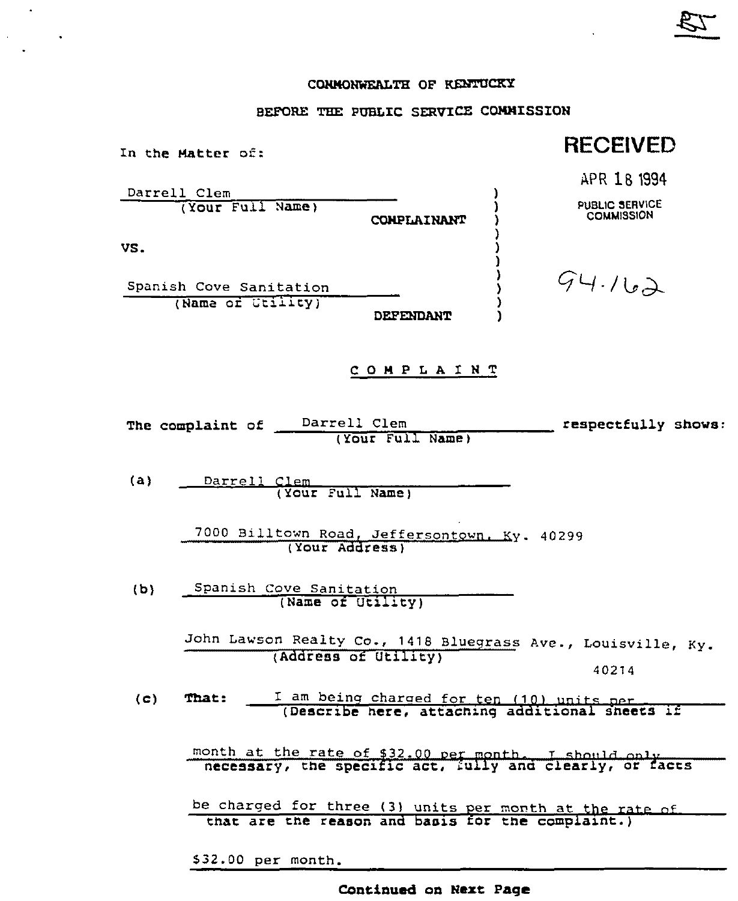COMMONWEALTH OF KENTUCKY

BEFORE THE PUBLIC SERVICE COMMISSION

**RECEIVED**

APR 18 1994

PUBLIC SERVICE COMMISSION

94-162

In the Matter of:

Darrell Clem
(Your Full Name)
COMPLAINANT

VS.

Spanish Cove Sanitation
(Name of Utility)
DEFENDANT

## C O M P L A I N T

The complaint of Darrell Clem (Your Full Name) respectfully shows:

(a) Darrell Clem
(Your Full Name)

7000 Billtown Road, Jeffersontown, Ky. 40299
(Your Address)

(b) Spanish Cove Sanitation
(Name of Utility)

John Lawson Realty Co., 1418 Bluegrass Ave., Louisville, Ky. 40214
(Address of Utility)

(c) **That:** I am being charged for ten (10) units per month at the rate of $32.00 per month. I should only be charged for three (3) units per month at the rate of $32.00 per month.
(Describe here, attaching additional sheets if necessary, the specific act, fully and clearly, or facts that are the reason and basis for the complaint.)

**Continued on Next Page**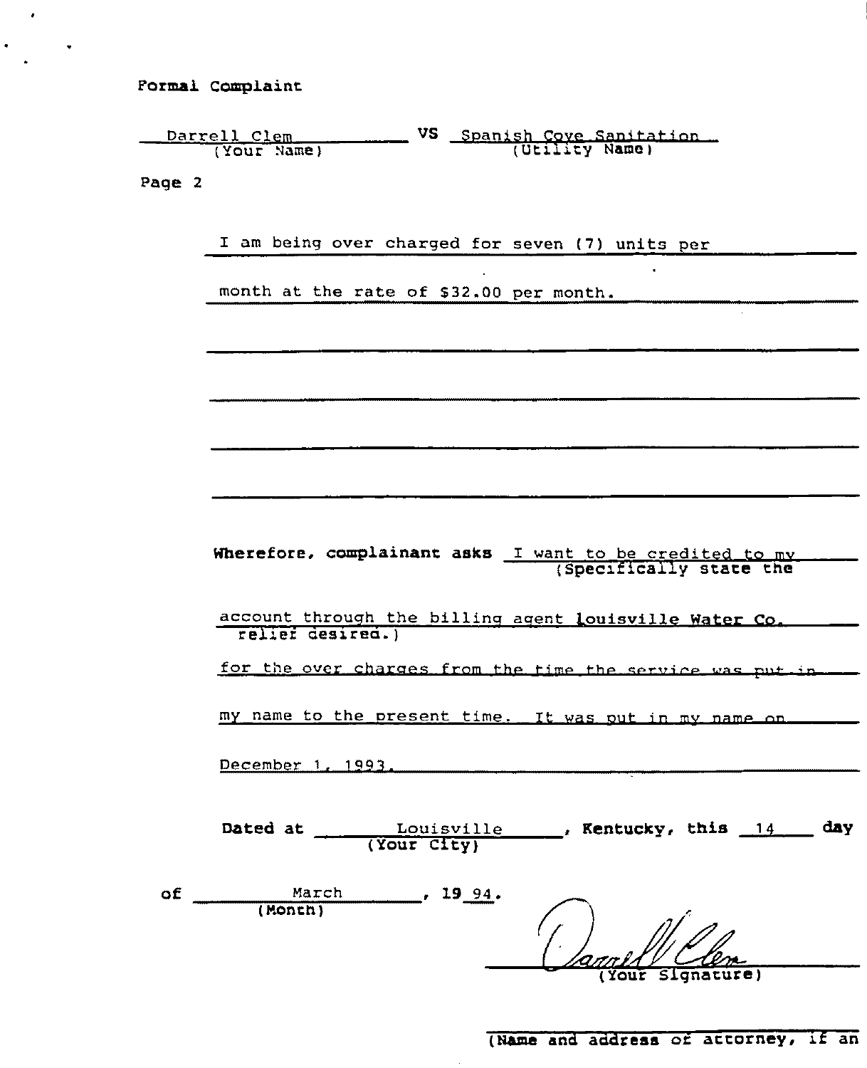Formal Complaint

Darrell Clem VS Spanish Cove Sanitation
(Your Name) (Utility Name)

Page 2

I am being over charged for seven (7) units per month at the rate of $32.00 per month.

**Wherefore, complainant asks** I want to be credited to my account through the billing agent Louisville Water Co. for the over charges from the time the service was put in my name to the present time. It was put in my name on December 1, 1993.
(Specifically state the relief desired.)

**Dated at** Louisville (Your City), **Kentucky, this** 14 **day of** March (Month), **19** 94.

Darrell Clem
(Your Signature)

**(Name and address of attorney, if an**